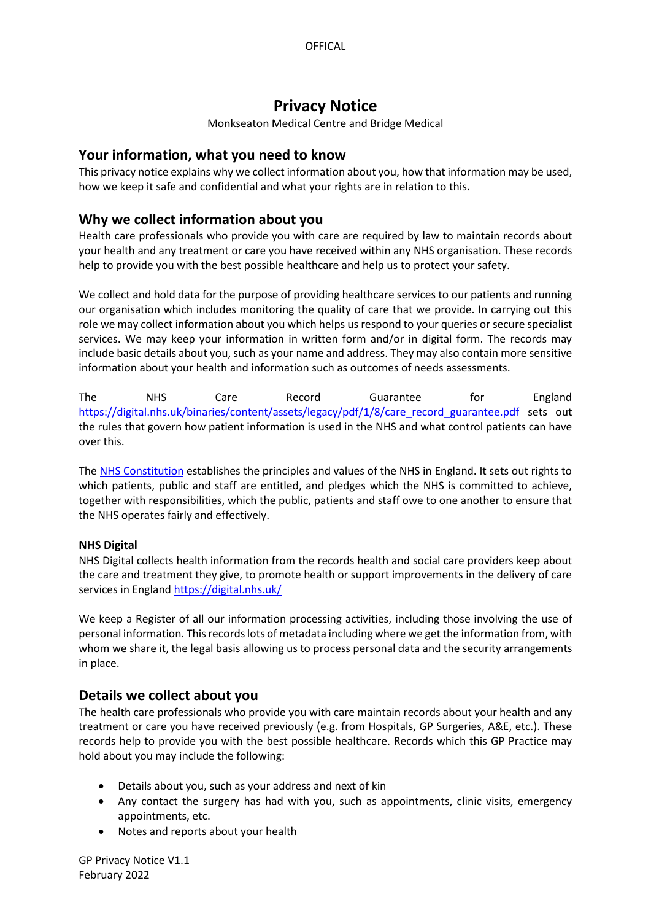# Privacy Notice

Monkseaton Medical Centre and Bridge Medical

## Your information, what you need to know

This privacy notice explains why we collect information about you, how that information may be used, how we keep it safe and confidential and what your rights are in relation to this.

## Why we collect information about you

Health care professionals who provide you with care are required by law to maintain records about your health and any treatment or care you have received within any NHS organisation. These records help to provide you with the best possible healthcare and help us to protect your safety.

We collect and hold data for the purpose of providing healthcare services to our patients and running our organisation which includes monitoring the quality of care that we provide. In carrying out this role we may collect information about you which helps us respond to your queries or secure specialist services. We may keep your information in written form and/or in digital form. The records may include basic details about you, such as your name and address. They may also contain more sensitive information about your health and information such as outcomes of needs assessments.

The NHS Care Record Guarantee for England https://digital.nhs.uk/binaries/content/assets/legacy/pdf/1/8/care_record_guarantee.pdf sets out the rules that govern how patient information is used in the NHS and what control patients can have over this.

The NHS Constitution establishes the principles and values of the NHS in England. It sets out rights to which patients, public and staff are entitled, and pledges which the NHS is committed to achieve, together with responsibilities, which the public, patients and staff owe to one another to ensure that the NHS operates fairly and effectively.

**NHS Digital**

NHS Digital collects health information from the records health and social care providers keep about the care and treatment they give, to promote health or support improvements in the delivery of care services in England https://digital.nhs.uk/

We keep a Register of all our information processing activities, including those involving the use of personal information. This records lots of metadata including where we get the information from, with whom we share it, the legal basis allowing us to process personal data and the security arrangements in place.

## Details we collect about you

The health care professionals who provide you with care maintain records about your health and any treatment or care you have received previously (e.g. from Hospitals, GP Surgeries, A&E, etc.). These records help to provide you with the best possible healthcare. Records which this GP Practice may hold about you may include the following:

- Details about you, such as your address and next of kin
- Any contact the surgery has had with you, such as appointments, clinic visits, emergency appointments, etc.
- Notes and reports about your health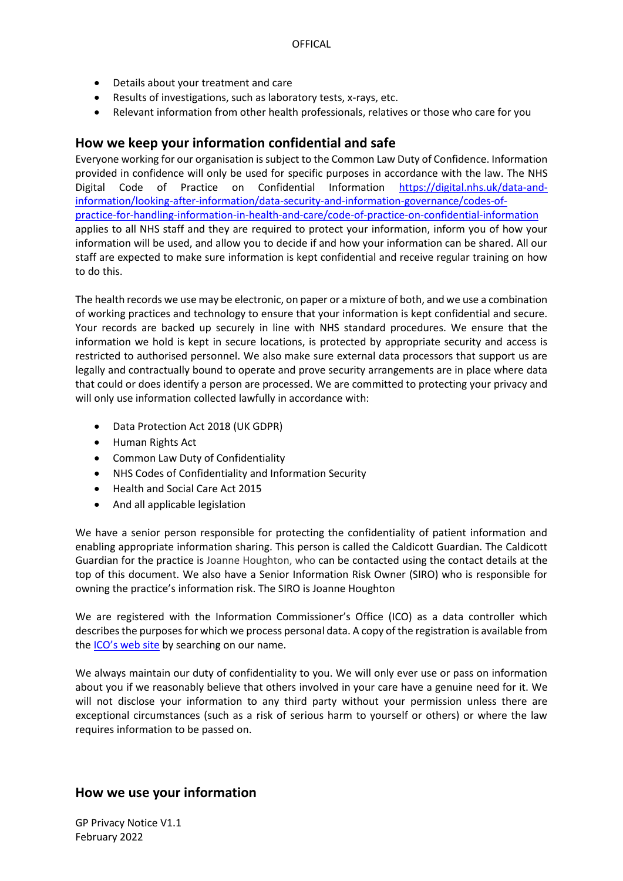- Details about your treatment and care
- Results of investigations, such as laboratory tests, x-rays, etc.
- Relevant information from other health professionals, relatives or those who care for you

## How we keep your information confidential and safe

Everyone working for our organisation is subject to the Common Law Duty of Confidence. Information provided in confidence will only be used for specific purposes in accordance with the law. The NHS Digital Code of Practice on Confidential Information [https://digital.nhs.uk/data-and-information/looking-after-information/data-security-and-information-governance/codes-of-practice-for-handling-information-in-health-and-care/code-of-practice-on-confidential-information](https://digital.nhs.uk/data-and-information/looking-after-information/data-security-and-information-governance/codes-of-practice-for-handling-information-in-health-and-care/code-of-practice-on-confidential-information) applies to all NHS staff and they are required to protect your information, inform you of how your information will be used, and allow you to decide if and how your information can be shared. All our staff are expected to make sure information is kept confidential and receive regular training on how to do this.

The health records we use may be electronic, on paper or a mixture of both, and we use a combination of working practices and technology to ensure that your information is kept confidential and secure. Your records are backed up securely in line with NHS standard procedures. We ensure that the information we hold is kept in secure locations, is protected by appropriate security and access is restricted to authorised personnel. We also make sure external data processors that support us are legally and contractually bound to operate and prove security arrangements are in place where data that could or does identify a person are processed. We are committed to protecting your privacy and will only use information collected lawfully in accordance with:

- Data Protection Act 2018 (UK GDPR)
- Human Rights Act
- Common Law Duty of Confidentiality
- NHS Codes of Confidentiality and Information Security
- Health and Social Care Act 2015
- And all applicable legislation

We have a senior person responsible for protecting the confidentiality of patient information and enabling appropriate information sharing. This person is called the Caldicott Guardian. The Caldicott Guardian for the practice is Joanne Houghton, who can be contacted using the contact details at the top of this document. We also have a Senior Information Risk Owner (SIRO) who is responsible for owning the practice's information risk. The SIRO is Joanne Houghton

We are registered with the Information Commissioner's Office (ICO) as a data controller which describes the purposes for which we process personal data. A copy of the registration is available from the ICO's web site by searching on our name.

We always maintain our duty of confidentiality to you. We will only ever use or pass on information about you if we reasonably believe that others involved in your care have a genuine need for it. We will not disclose your information to any third party without your permission unless there are exceptional circumstances (such as a risk of serious harm to yourself or others) or where the law requires information to be passed on.

## How we use your information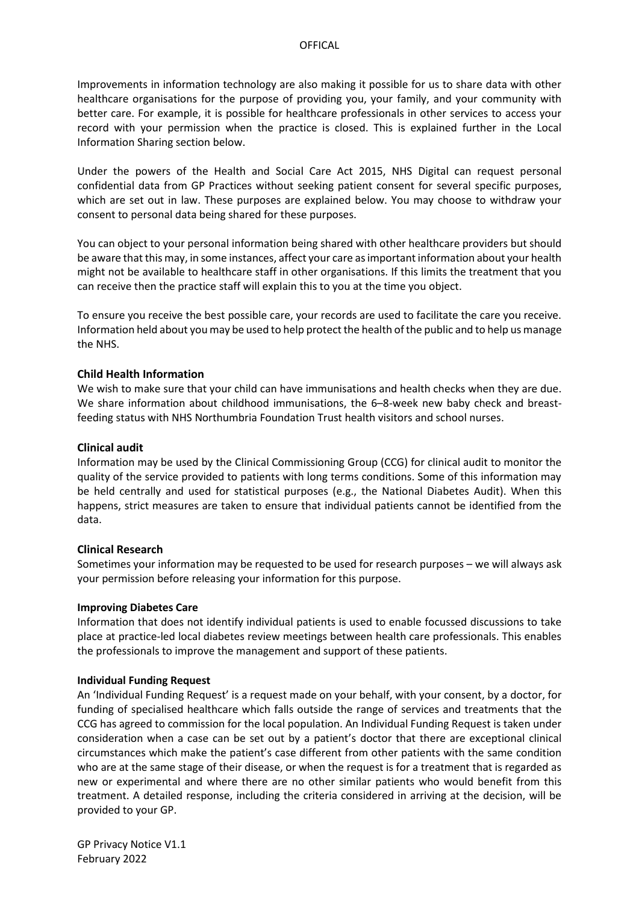Improvements in information technology are also making it possible for us to share data with other healthcare organisations for the purpose of providing you, your family, and your community with better care. For example, it is possible for healthcare professionals in other services to access your record with your permission when the practice is closed. This is explained further in the Local Information Sharing section below.

Under the powers of the Health and Social Care Act 2015, NHS Digital can request personal confidential data from GP Practices without seeking patient consent for several specific purposes, which are set out in law. These purposes are explained below. You may choose to withdraw your consent to personal data being shared for these purposes.

You can object to your personal information being shared with other healthcare providers but should be aware that this may, in some instances, affect your care as important information about your health might not be available to healthcare staff in other organisations. If this limits the treatment that you can receive then the practice staff will explain this to you at the time you object.

To ensure you receive the best possible care, your records are used to facilitate the care you receive. Information held about you may be used to help protect the health of the public and to help us manage the NHS.

**Child Health Information**
We wish to make sure that your child can have immunisations and health checks when they are due. We share information about childhood immunisations, the 6–8-week new baby check and breast-feeding status with NHS Northumbria Foundation Trust health visitors and school nurses.

**Clinical audit**
Information may be used by the Clinical Commissioning Group (CCG) for clinical audit to monitor the quality of the service provided to patients with long terms conditions. Some of this information may be held centrally and used for statistical purposes (e.g., the National Diabetes Audit). When this happens, strict measures are taken to ensure that individual patients cannot be identified from the data.

**Clinical Research**
Sometimes your information may be requested to be used for research purposes – we will always ask your permission before releasing your information for this purpose.

**Improving Diabetes Care**
Information that does not identify individual patients is used to enable focussed discussions to take place at practice-led local diabetes review meetings between health care professionals. This enables the professionals to improve the management and support of these patients.

**Individual Funding Request**
An 'Individual Funding Request' is a request made on your behalf, with your consent, by a doctor, for funding of specialised healthcare which falls outside the range of services and treatments that the CCG has agreed to commission for the local population. An Individual Funding Request is taken under consideration when a case can be set out by a patient's doctor that there are exceptional clinical circumstances which make the patient's case different from other patients with the same condition who are at the same stage of their disease, or when the request is for a treatment that is regarded as new or experimental and where there are no other similar patients who would benefit from this treatment. A detailed response, including the criteria considered in arriving at the decision, will be provided to your GP.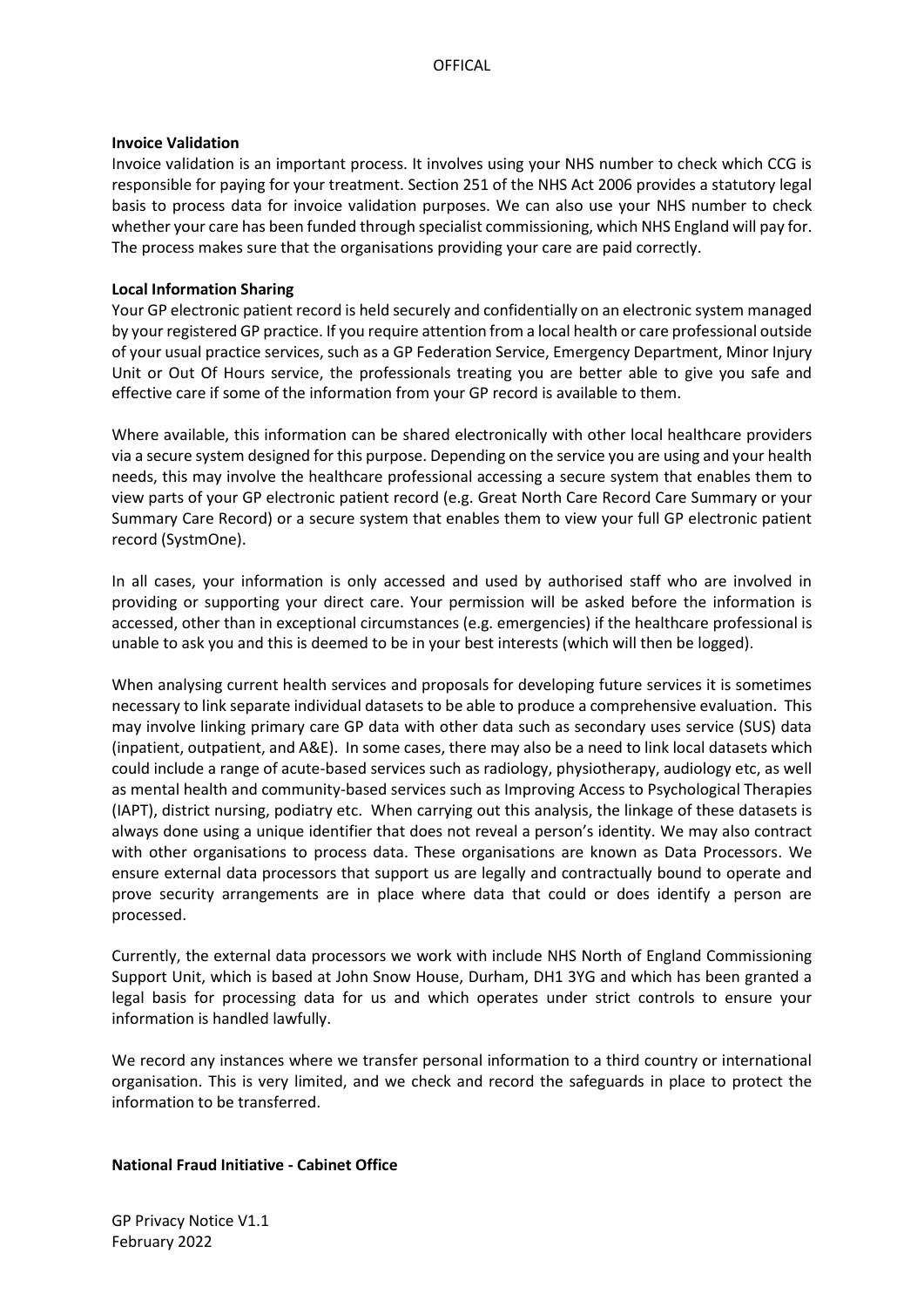**Invoice Validation**

Invoice validation is an important process. It involves using your NHS number to check which CCG is responsible for paying for your treatment. Section 251 of the NHS Act 2006 provides a statutory legal basis to process data for invoice validation purposes. We can also use your NHS number to check whether your care has been funded through specialist commissioning, which NHS England will pay for. The process makes sure that the organisations providing your care are paid correctly.

**Local Information Sharing**

Your GP electronic patient record is held securely and confidentially on an electronic system managed by your registered GP practice. If you require attention from a local health or care professional outside of your usual practice services, such as a GP Federation Service, Emergency Department, Minor Injury Unit or Out Of Hours service, the professionals treating you are better able to give you safe and effective care if some of the information from your GP record is available to them.

Where available, this information can be shared electronically with other local healthcare providers via a secure system designed for this purpose. Depending on the service you are using and your health needs, this may involve the healthcare professional accessing a secure system that enables them to view parts of your GP electronic patient record (e.g. Great North Care Record Care Summary or your Summary Care Record) or a secure system that enables them to view your full GP electronic patient record (SystmOne).

In all cases, your information is only accessed and used by authorised staff who are involved in providing or supporting your direct care. Your permission will be asked before the information is accessed, other than in exceptional circumstances (e.g. emergencies) if the healthcare professional is unable to ask you and this is deemed to be in your best interests (which will then be logged).

When analysing current health services and proposals for developing future services it is sometimes necessary to link separate individual datasets to be able to produce a comprehensive evaluation. This may involve linking primary care GP data with other data such as secondary uses service (SUS) data (inpatient, outpatient, and A&E). In some cases, there may also be a need to link local datasets which could include a range of acute-based services such as radiology, physiotherapy, audiology etc, as well as mental health and community-based services such as Improving Access to Psychological Therapies (IAPT), district nursing, podiatry etc. When carrying out this analysis, the linkage of these datasets is always done using a unique identifier that does not reveal a person's identity. We may also contract with other organisations to process data. These organisations are known as Data Processors. We ensure external data processors that support us are legally and contractually bound to operate and prove security arrangements are in place where data that could or does identify a person are processed.

Currently, the external data processors we work with include NHS North of England Commissioning Support Unit, which is based at John Snow House, Durham, DH1 3YG and which has been granted a legal basis for processing data for us and which operates under strict controls to ensure your information is handled lawfully.

We record any instances where we transfer personal information to a third country or international organisation. This is very limited, and we check and record the safeguards in place to protect the information to be transferred.

**National Fraud Initiative - Cabinet Office**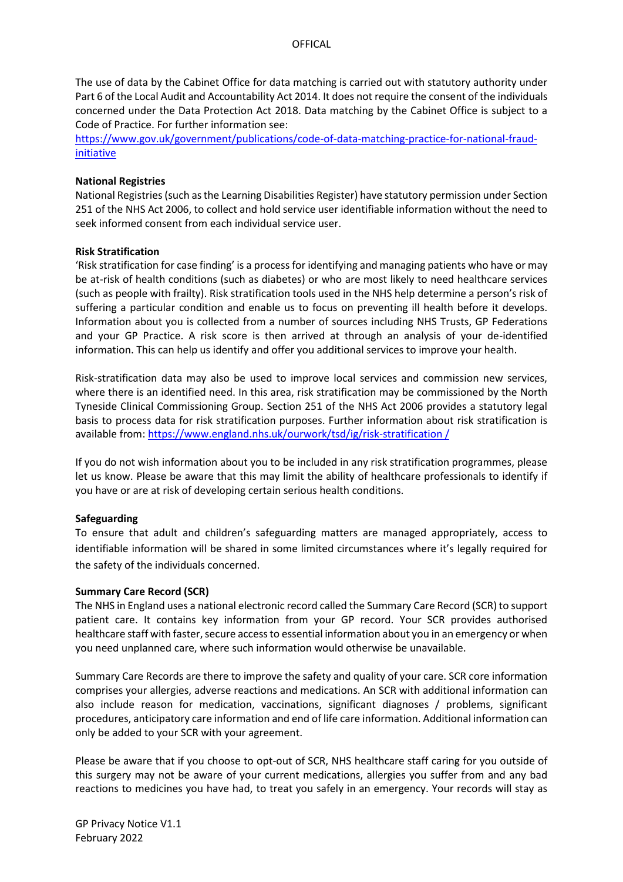The use of data by the Cabinet Office for data matching is carried out with statutory authority under Part 6 of the Local Audit and Accountability Act 2014. It does not require the consent of the individuals concerned under the Data Protection Act 2018. Data matching by the Cabinet Office is subject to a Code of Practice. For further information see:
https://www.gov.uk/government/publications/code-of-data-matching-practice-for-national-fraud-initiative

**National Registries**
National Registries (such as the Learning Disabilities Register) have statutory permission under Section 251 of the NHS Act 2006, to collect and hold service user identifiable information without the need to seek informed consent from each individual service user.

**Risk Stratification**
'Risk stratification for case finding' is a process for identifying and managing patients who have or may be at-risk of health conditions (such as diabetes) or who are most likely to need healthcare services (such as people with frailty). Risk stratification tools used in the NHS help determine a person's risk of suffering a particular condition and enable us to focus on preventing ill health before it develops. Information about you is collected from a number of sources including NHS Trusts, GP Federations and your GP Practice. A risk score is then arrived at through an analysis of your de-identified information. This can help us identify and offer you additional services to improve your health.

Risk-stratification data may also be used to improve local services and commission new services, where there is an identified need. In this area, risk stratification may be commissioned by the North Tyneside Clinical Commissioning Group. Section 251 of the NHS Act 2006 provides a statutory legal basis to process data for risk stratification purposes. Further information about risk stratification is available from: https://www.england.nhs.uk/ourwork/tsd/ig/risk-stratification /

If you do not wish information about you to be included in any risk stratification programmes, please let us know. Please be aware that this may limit the ability of healthcare professionals to identify if you have or are at risk of developing certain serious health conditions.

**Safeguarding**
To ensure that adult and children's safeguarding matters are managed appropriately, access to identifiable information will be shared in some limited circumstances where it's legally required for the safety of the individuals concerned.

**Summary Care Record (SCR)**
The NHS in England uses a national electronic record called the Summary Care Record (SCR) to support patient care. It contains key information from your GP record. Your SCR provides authorised healthcare staff with faster, secure access to essential information about you in an emergency or when you need unplanned care, where such information would otherwise be unavailable.

Summary Care Records are there to improve the safety and quality of your care. SCR core information comprises your allergies, adverse reactions and medications. An SCR with additional information can also include reason for medication, vaccinations, significant diagnoses / problems, significant procedures, anticipatory care information and end of life care information. Additional information can only be added to your SCR with your agreement.

Please be aware that if you choose to opt-out of SCR, NHS healthcare staff caring for you outside of this surgery may not be aware of your current medications, allergies you suffer from and any bad reactions to medicines you have had, to treat you safely in an emergency. Your records will stay as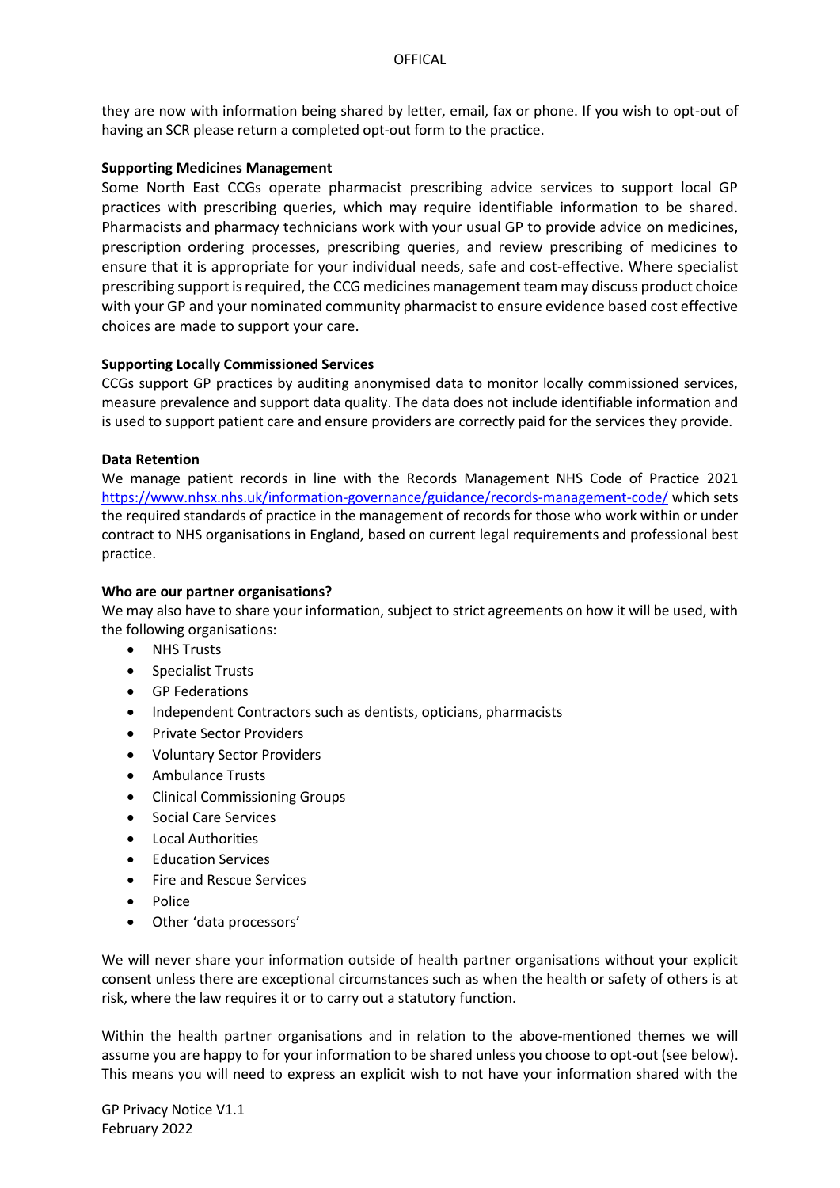they are now with information being shared by letter, email, fax or phone. If you wish to opt-out of having an SCR please return a completed opt-out form to the practice.

**Supporting Medicines Management**

Some North East CCGs operate pharmacist prescribing advice services to support local GP practices with prescribing queries, which may require identifiable information to be shared. Pharmacists and pharmacy technicians work with your usual GP to provide advice on medicines, prescription ordering processes, prescribing queries, and review prescribing of medicines to ensure that it is appropriate for your individual needs, safe and cost-effective. Where specialist prescribing support is required, the CCG medicines management team may discuss product choice with your GP and your nominated community pharmacist to ensure evidence based cost effective choices are made to support your care.

**Supporting Locally Commissioned Services**

CCGs support GP practices by auditing anonymised data to monitor locally commissioned services, measure prevalence and support data quality. The data does not include identifiable information and is used to support patient care and ensure providers are correctly paid for the services they provide.

**Data Retention**

We manage patient records in line with the Records Management NHS Code of Practice 2021 https://www.nhsx.nhs.uk/information-governance/guidance/records-management-code/ which sets the required standards of practice in the management of records for those who work within or under contract to NHS organisations in England, based on current legal requirements and professional best practice.

**Who are our partner organisations?**

We may also have to share your information, subject to strict agreements on how it will be used, with the following organisations:

- NHS Trusts
- Specialist Trusts
- GP Federations
- Independent Contractors such as dentists, opticians, pharmacists
- Private Sector Providers
- Voluntary Sector Providers
- Ambulance Trusts
- Clinical Commissioning Groups
- Social Care Services
- Local Authorities
- Education Services
- Fire and Rescue Services
- Police
- Other 'data processors'

We will never share your information outside of health partner organisations without your explicit consent unless there are exceptional circumstances such as when the health or safety of others is at risk, where the law requires it or to carry out a statutory function.

Within the health partner organisations and in relation to the above-mentioned themes we will assume you are happy to for your information to be shared unless you choose to opt-out (see below). This means you will need to express an explicit wish to not have your information shared with the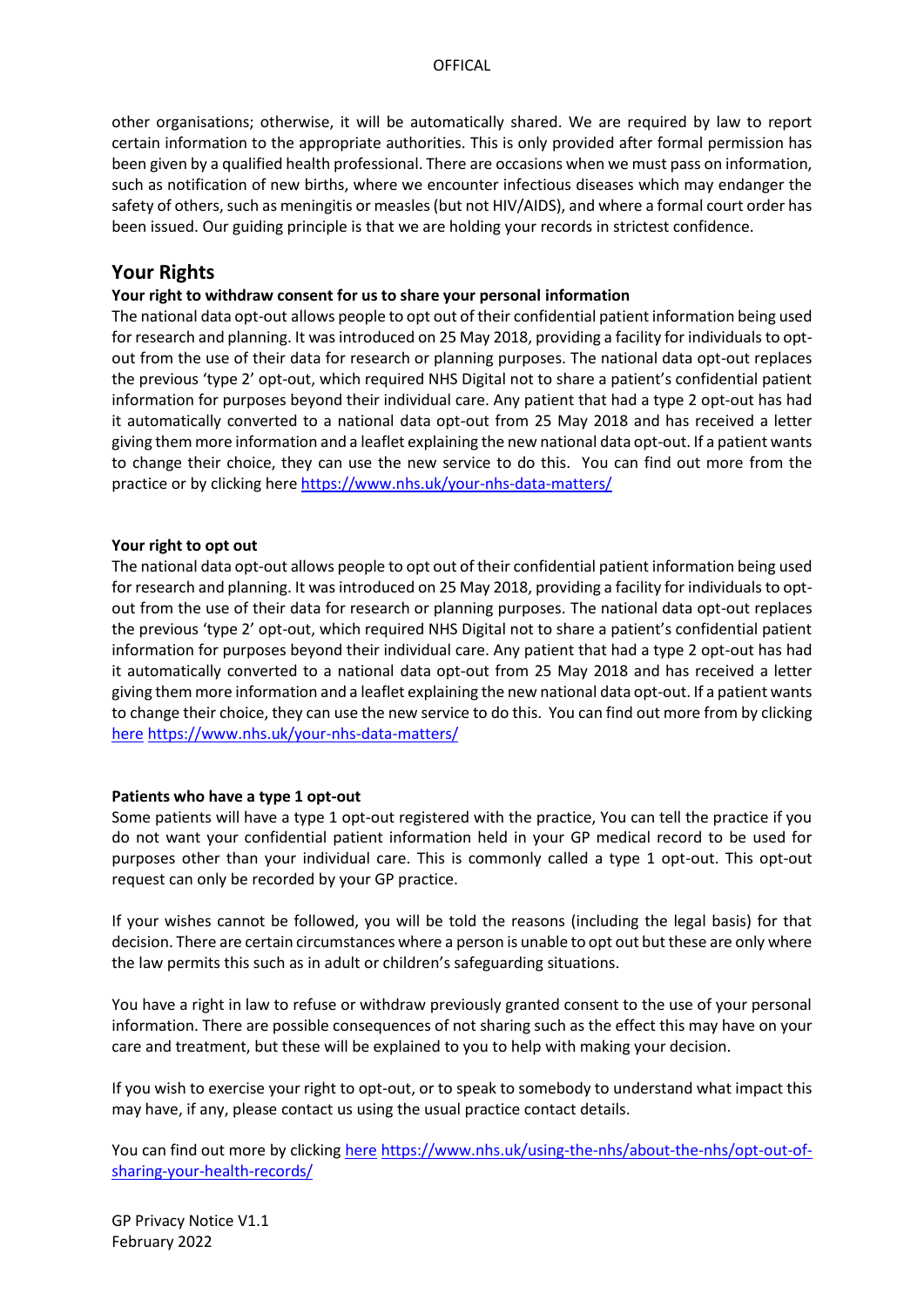other organisations; otherwise, it will be automatically shared. We are required by law to report certain information to the appropriate authorities. This is only provided after formal permission has been given by a qualified health professional. There are occasions when we must pass on information, such as notification of new births, where we encounter infectious diseases which may endanger the safety of others, such as meningitis or measles (but not HIV/AIDS), and where a formal court order has been issued. Our guiding principle is that we are holding your records in strictest confidence.

## Your Rights

**Your right to withdraw consent for us to share your personal information**

The national data opt-out allows people to opt out of their confidential patient information being used for research and planning. It was introduced on 25 May 2018, providing a facility for individuals to opt-out from the use of their data for research or planning purposes. The national data opt-out replaces the previous 'type 2' opt-out, which required NHS Digital not to share a patient's confidential patient information for purposes beyond their individual care. Any patient that had a type 2 opt-out has had it automatically converted to a national data opt-out from 25 May 2018 and has received a letter giving them more information and a leaflet explaining the new national data opt-out. If a patient wants to change their choice, they can use the new service to do this. You can find out more from the practice or by clicking here https://www.nhs.uk/your-nhs-data-matters/

**Your right to opt out**

The national data opt-out allows people to opt out of their confidential patient information being used for research and planning. It was introduced on 25 May 2018, providing a facility for individuals to opt-out from the use of their data for research or planning purposes. The national data opt-out replaces the previous 'type 2' opt-out, which required NHS Digital not to share a patient's confidential patient information for purposes beyond their individual care. Any patient that had a type 2 opt-out has had it automatically converted to a national data opt-out from 25 May 2018 and has received a letter giving them more information and a leaflet explaining the new national data opt-out. If a patient wants to change their choice, they can use the new service to do this. You can find out more from by clicking here https://www.nhs.uk/your-nhs-data-matters/

**Patients who have a type 1 opt-out**

Some patients will have a type 1 opt-out registered with the practice, You can tell the practice if you do not want your confidential patient information held in your GP medical record to be used for purposes other than your individual care. This is commonly called a type 1 opt-out. This opt-out request can only be recorded by your GP practice.

If your wishes cannot be followed, you will be told the reasons (including the legal basis) for that decision. There are certain circumstances where a person is unable to opt out but these are only where the law permits this such as in adult or children's safeguarding situations.

You have a right in law to refuse or withdraw previously granted consent to the use of your personal information. There are possible consequences of not sharing such as the effect this may have on your care and treatment, but these will be explained to you to help with making your decision.

If you wish to exercise your right to opt-out, or to speak to somebody to understand what impact this may have, if any, please contact us using the usual practice contact details.

You can find out more by clicking here https://www.nhs.uk/using-the-nhs/about-the-nhs/opt-out-of-sharing-your-health-records/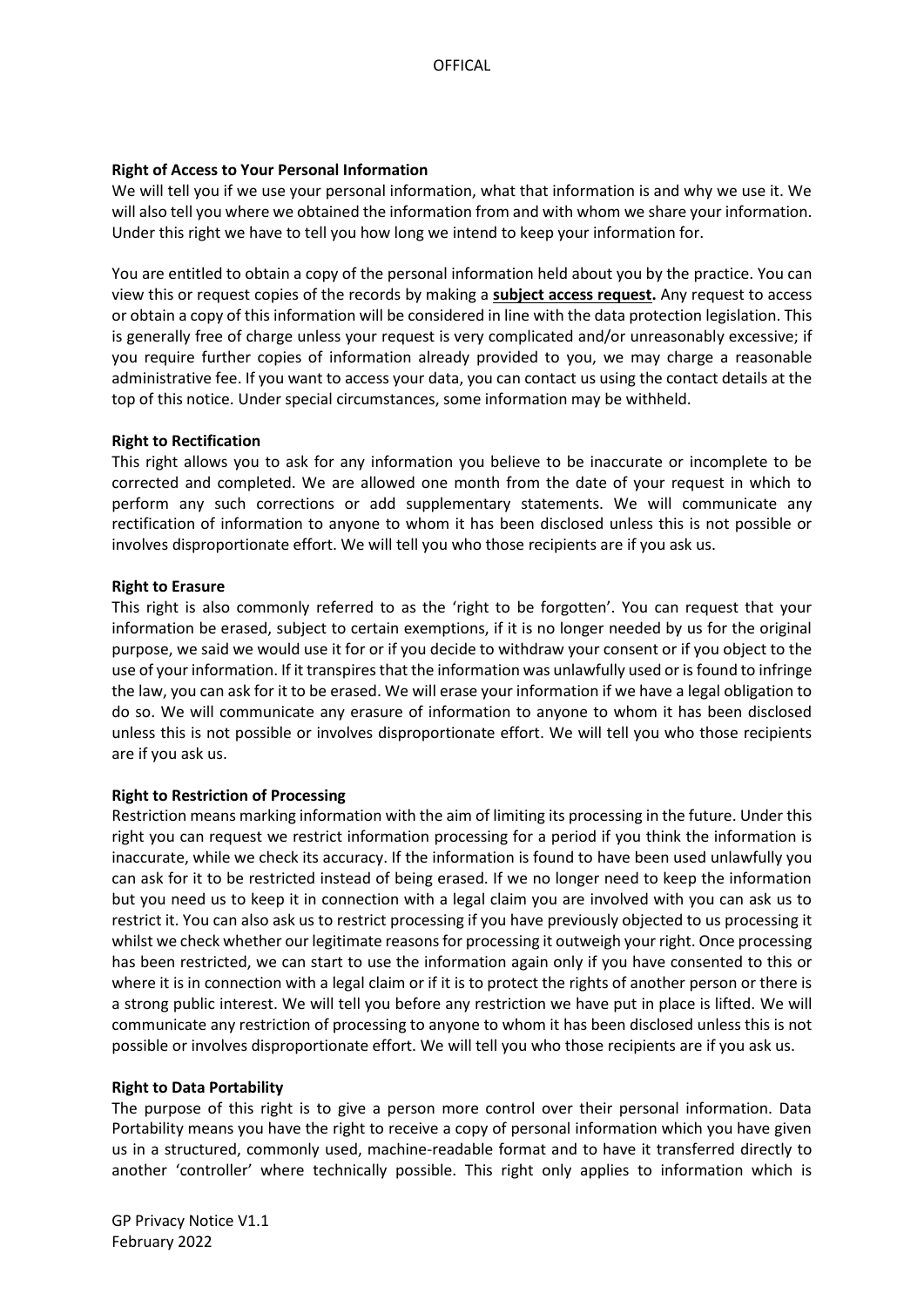**Right of Access to Your Personal Information**

We will tell you if we use your personal information, what that information is and why we use it. We will also tell you where we obtained the information from and with whom we share your information. Under this right we have to tell you how long we intend to keep your information for.

You are entitled to obtain a copy of the personal information held about you by the practice. You can view this or request copies of the records by making a **subject access request.** Any request to access or obtain a copy of this information will be considered in line with the data protection legislation. This is generally free of charge unless your request is very complicated and/or unreasonably excessive; if you require further copies of information already provided to you, we may charge a reasonable administrative fee. If you want to access your data, you can contact us using the contact details at the top of this notice. Under special circumstances, some information may be withheld.

**Right to Rectification**

This right allows you to ask for any information you believe to be inaccurate or incomplete to be corrected and completed. We are allowed one month from the date of your request in which to perform any such corrections or add supplementary statements. We will communicate any rectification of information to anyone to whom it has been disclosed unless this is not possible or involves disproportionate effort. We will tell you who those recipients are if you ask us.

**Right to Erasure**

This right is also commonly referred to as the 'right to be forgotten'. You can request that your information be erased, subject to certain exemptions, if it is no longer needed by us for the original purpose, we said we would use it for or if you decide to withdraw your consent or if you object to the use of your information. If it transpires that the information was unlawfully used or is found to infringe the law, you can ask for it to be erased. We will erase your information if we have a legal obligation to do so. We will communicate any erasure of information to anyone to whom it has been disclosed unless this is not possible or involves disproportionate effort. We will tell you who those recipients are if you ask us.

**Right to Restriction of Processing**

Restriction means marking information with the aim of limiting its processing in the future. Under this right you can request we restrict information processing for a period if you think the information is inaccurate, while we check its accuracy. If the information is found to have been used unlawfully you can ask for it to be restricted instead of being erased. If we no longer need to keep the information but you need us to keep it in connection with a legal claim you are involved with you can ask us to restrict it. You can also ask us to restrict processing if you have previously objected to us processing it whilst we check whether our legitimate reasons for processing it outweigh your right. Once processing has been restricted, we can start to use the information again only if you have consented to this or where it is in connection with a legal claim or if it is to protect the rights of another person or there is a strong public interest. We will tell you before any restriction we have put in place is lifted. We will communicate any restriction of processing to anyone to whom it has been disclosed unless this is not possible or involves disproportionate effort. We will tell you who those recipients are if you ask us.

**Right to Data Portability**

The purpose of this right is to give a person more control over their personal information. Data Portability means you have the right to receive a copy of personal information which you have given us in a structured, commonly used, machine-readable format and to have it transferred directly to another 'controller' where technically possible. This right only applies to information which is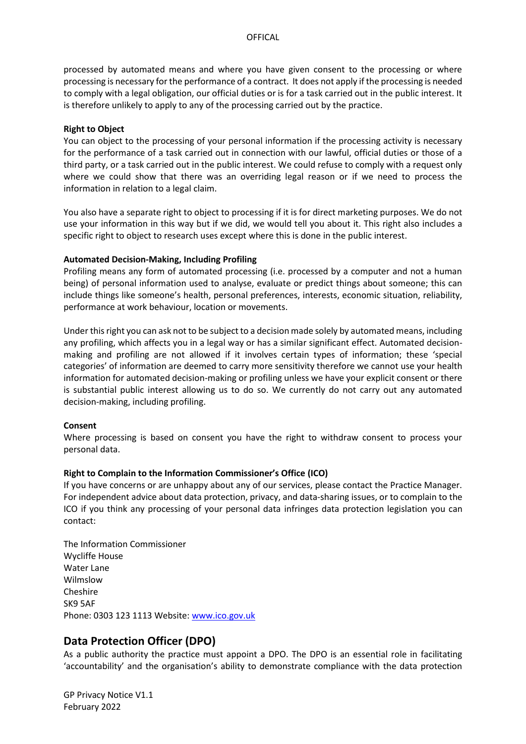processed by automated means and where you have given consent to the processing or where processing is necessary for the performance of a contract. It does not apply if the processing is needed to comply with a legal obligation, our official duties or is for a task carried out in the public interest. It is therefore unlikely to apply to any of the processing carried out by the practice.

**Right to Object**

You can object to the processing of your personal information if the processing activity is necessary for the performance of a task carried out in connection with our lawful, official duties or those of a third party, or a task carried out in the public interest. We could refuse to comply with a request only where we could show that there was an overriding legal reason or if we need to process the information in relation to a legal claim.

You also have a separate right to object to processing if it is for direct marketing purposes. We do not use your information in this way but if we did, we would tell you about it. This right also includes a specific right to object to research uses except where this is done in the public interest.

**Automated Decision-Making, Including Profiling**

Profiling means any form of automated processing (i.e. processed by a computer and not a human being) of personal information used to analyse, evaluate or predict things about someone; this can include things like someone's health, personal preferences, interests, economic situation, reliability, performance at work behaviour, location or movements.

Under this right you can ask not to be subject to a decision made solely by automated means, including any profiling, which affects you in a legal way or has a similar significant effect. Automated decision-making and profiling are not allowed if it involves certain types of information; these 'special categories' of information are deemed to carry more sensitivity therefore we cannot use your health information for automated decision-making or profiling unless we have your explicit consent or there is substantial public interest allowing us to do so. We currently do not carry out any automated decision-making, including profiling.

**Consent**

Where processing is based on consent you have the right to withdraw consent to process your personal data.

**Right to Complain to the Information Commissioner's Office (ICO)**

If you have concerns or are unhappy about any of our services, please contact the Practice Manager. For independent advice about data protection, privacy, and data-sharing issues, or to complain to the ICO if you think any processing of your personal data infringes data protection legislation you can contact:

The Information Commissioner
Wycliffe House
Water Lane
Wilmslow
Cheshire
SK9 5AF
Phone: 0303 123 1113 Website: www.ico.gov.uk

## Data Protection Officer (DPO)

As a public authority the practice must appoint a DPO. The DPO is an essential role in facilitating 'accountability' and the organisation's ability to demonstrate compliance with the data protection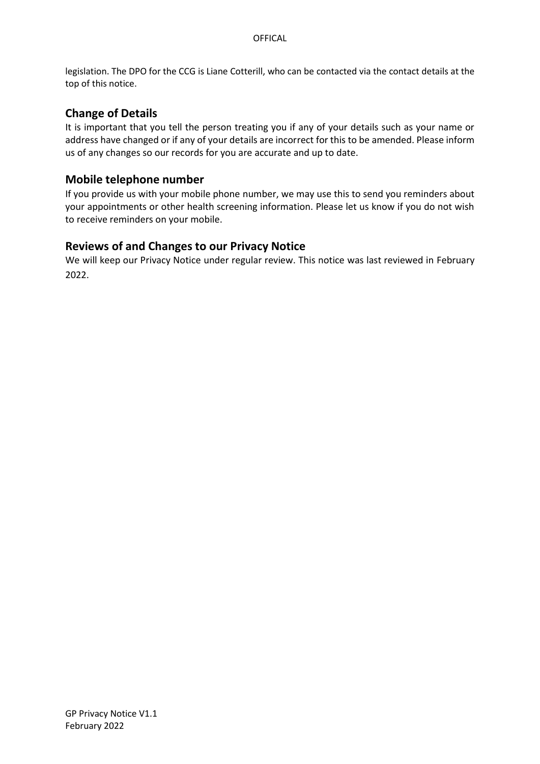legislation. The DPO for the CCG is Liane Cotterill, who can be contacted via the contact details at the top of this notice.

## Change of Details

It is important that you tell the person treating you if any of your details such as your name or address have changed or if any of your details are incorrect for this to be amended. Please inform us of any changes so our records for you are accurate and up to date.

## Mobile telephone number

If you provide us with your mobile phone number, we may use this to send you reminders about your appointments or other health screening information. Please let us know if you do not wish to receive reminders on your mobile.

## Reviews of and Changes to our Privacy Notice

We will keep our Privacy Notice under regular review. This notice was last reviewed in February 2022.